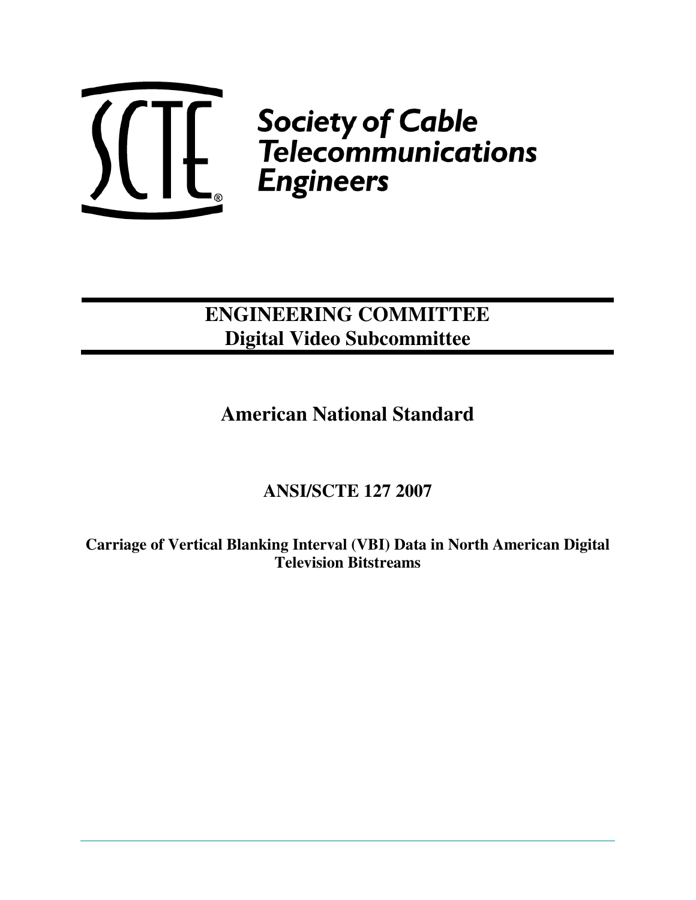Society of Cable Telecommunications Engineers

# ENGINEERING COMMITTEE
## Digital Video Subcommittee

# American National Standard

## ANSI/SCTE 127 2007

**Carriage of Vertical Blanking Interval (VBI) Data in North American Digital Television Bitstreams**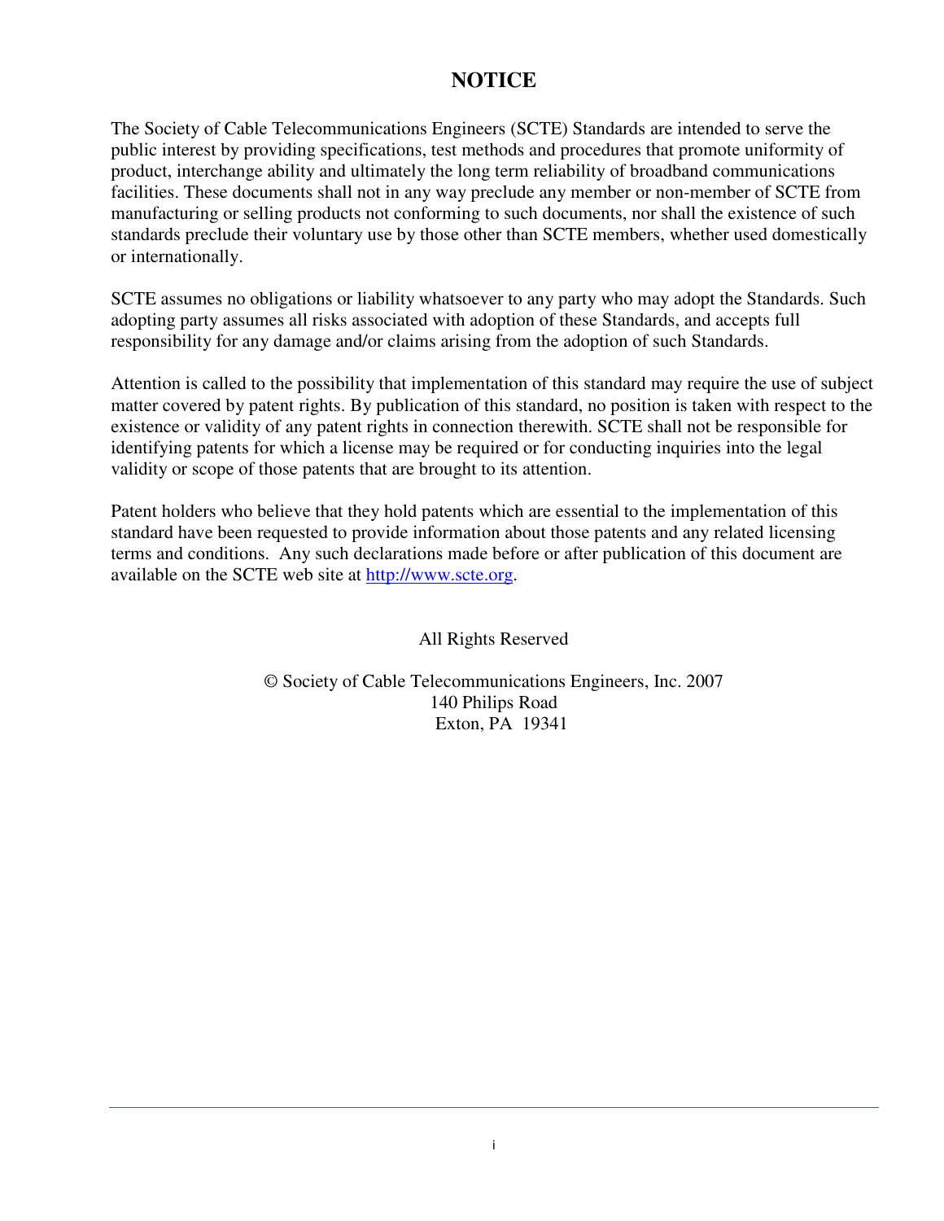# NOTICE

The Society of Cable Telecommunications Engineers (SCTE) Standards are intended to serve the public interest by providing specifications, test methods and procedures that promote uniformity of product, interchange ability and ultimately the long term reliability of broadband communications facilities. These documents shall not in any way preclude any member or non-member of SCTE from manufacturing or selling products not conforming to such documents, nor shall the existence of such standards preclude their voluntary use by those other than SCTE members, whether used domestically or internationally.

SCTE assumes no obligations or liability whatsoever to any party who may adopt the Standards. Such adopting party assumes all risks associated with adoption of these Standards, and accepts full responsibility for any damage and/or claims arising from the adoption of such Standards.

Attention is called to the possibility that implementation of this standard may require the use of subject matter covered by patent rights. By publication of this standard, no position is taken with respect to the existence or validity of any patent rights in connection therewith. SCTE shall not be responsible for identifying patents for which a license may be required or for conducting inquiries into the legal validity or scope of those patents that are brought to its attention.

Patent holders who believe that they hold patents which are essential to the implementation of this standard have been requested to provide information about those patents and any related licensing terms and conditions. Any such declarations made before or after publication of this document are available on the SCTE web site at http://www.scte.org.

All Rights Reserved

© Society of Cable Telecommunications Engineers, Inc. 2007
140 Philips Road
Exton, PA 19341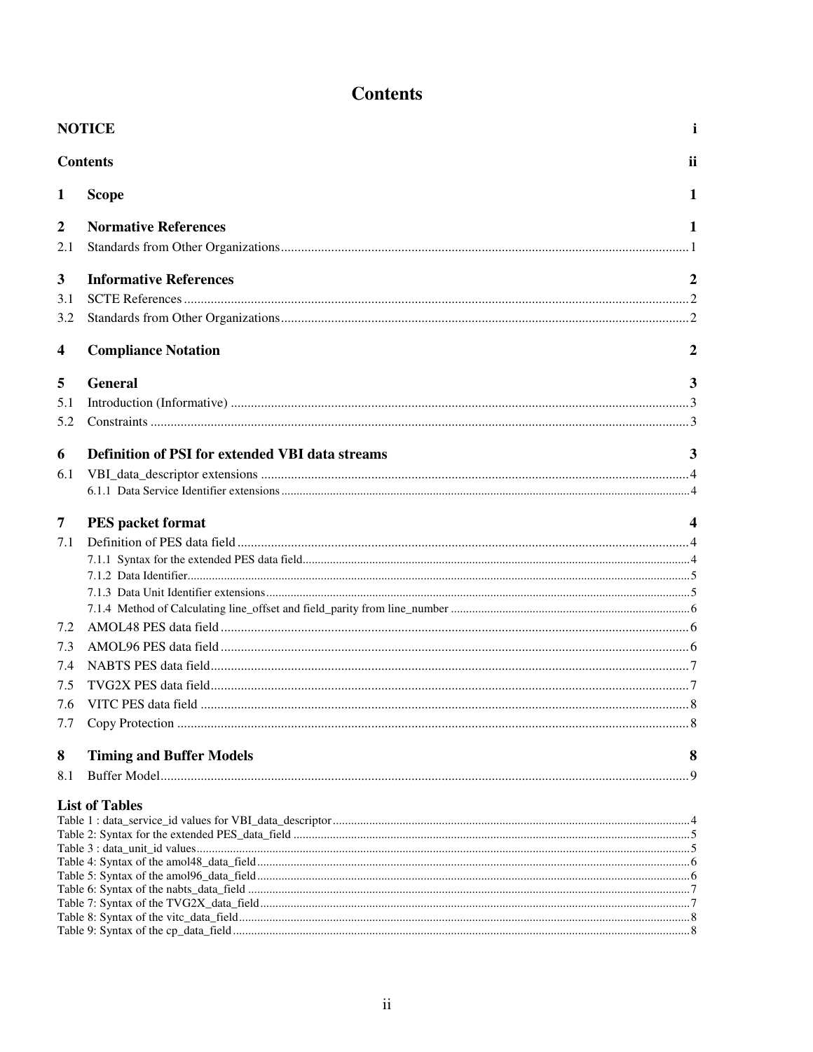# Contents

**NOTICE** i

**Contents** ii

**1 Scope** 1

**2 Normative References** 1

2.1 Standards from Other Organizations 1

**3 Informative References** 2

3.1 SCTE References 2

3.2 Standards from Other Organizations 2

**4 Compliance Notation** 2

**5 General** 3

5.1 Introduction (Informative) 3

5.2 Constraints 3

**6 Definition of PSI for extended VBI data streams** 3

6.1 VBI_data_descriptor extensions 4

6.1.1 Data Service Identifier extensions 4

**7 PES packet format** 4

7.1 Definition of PES data field 4

7.1.1 Syntax for the extended PES data field 4

7.1.2 Data Identifier 5

7.1.3 Data Unit Identifier extensions 5

7.1.4 Method of Calculating line_offset and field_parity from line_number 6

7.2 AMOL48 PES data field 6

7.3 AMOL96 PES data field 6

7.4 NABTS PES data field 7

7.5 TVG2X PES data field 7

7.6 VITC PES data field 8

7.7 Copy Protection 8

**8 Timing and Buffer Models** 8

8.1 Buffer Model 9

## List of Tables

Table 1 : data_service_id values for VBI_data_descriptor 4

Table 2: Syntax for the extended PES_data_field 5

Table 3 : data_unit_id values 5

Table 4: Syntax of the amol48_data_field 6

Table 5: Syntax of the amol96_data_field 6

Table 6: Syntax of the nabts_data_field 7

Table 7: Syntax of the TVG2X_data_field 7

Table 8: Syntax of the vitc_data_field 8

Table 9: Syntax of the cp_data_field 8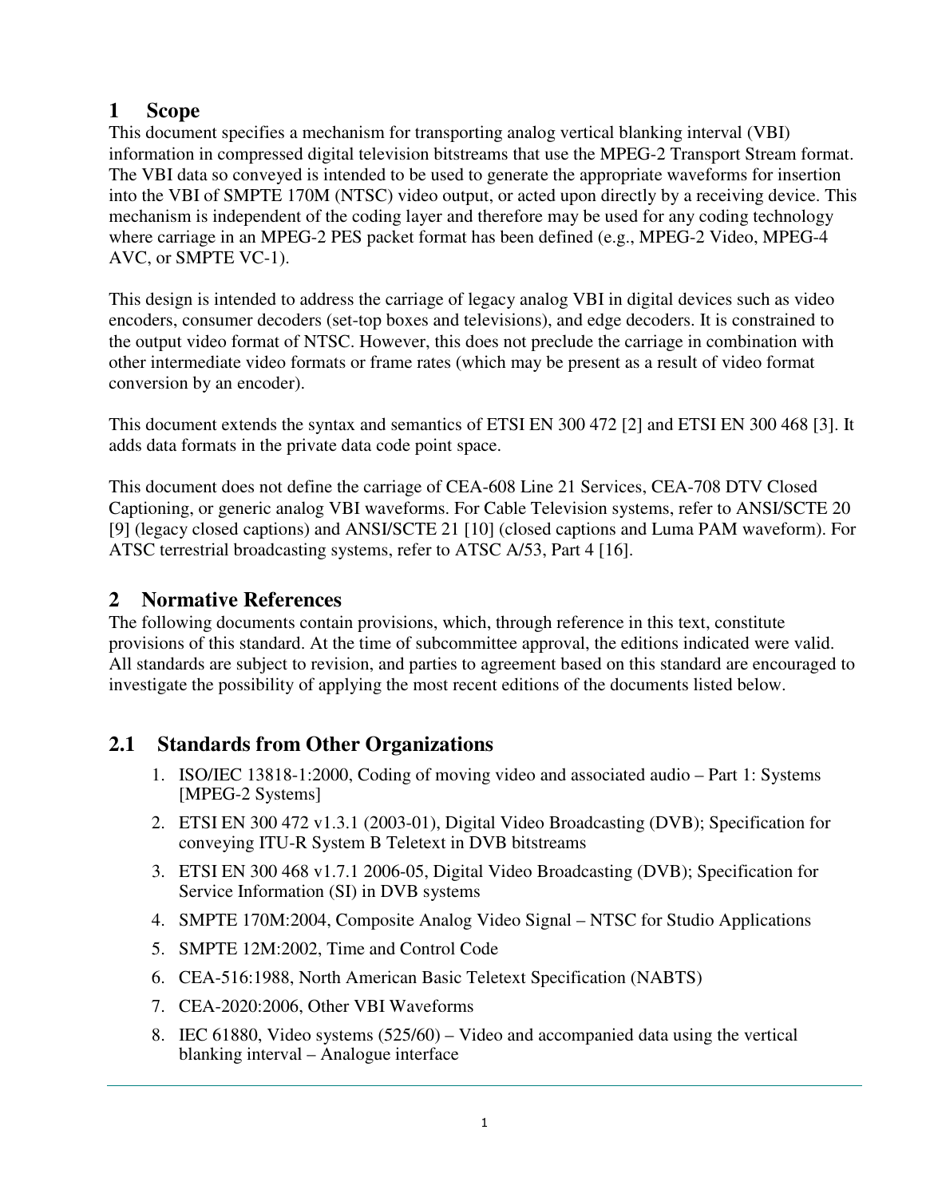# 1 Scope

This document specifies a mechanism for transporting analog vertical blanking interval (VBI) information in compressed digital television bitstreams that use the MPEG-2 Transport Stream format. The VBI data so conveyed is intended to be used to generate the appropriate waveforms for insertion into the VBI of SMPTE 170M (NTSC) video output, or acted upon directly by a receiving device. This mechanism is independent of the coding layer and therefore may be used for any coding technology where carriage in an MPEG-2 PES packet format has been defined (e.g., MPEG-2 Video, MPEG-4 AVC, or SMPTE VC-1).

This design is intended to address the carriage of legacy analog VBI in digital devices such as video encoders, consumer decoders (set-top boxes and televisions), and edge decoders. It is constrained to the output video format of NTSC. However, this does not preclude the carriage in combination with other intermediate video formats or frame rates (which may be present as a result of video format conversion by an encoder).

This document extends the syntax and semantics of ETSI EN 300 472 [2] and ETSI EN 300 468 [3]. It adds data formats in the private data code point space.

This document does not define the carriage of CEA-608 Line 21 Services, CEA-708 DTV Closed Captioning, or generic analog VBI waveforms. For Cable Television systems, refer to ANSI/SCTE 20 [9] (legacy closed captions) and ANSI/SCTE 21 [10] (closed captions and Luma PAM waveform). For ATSC terrestrial broadcasting systems, refer to ATSC A/53, Part 4 [16].

# 2 Normative References

The following documents contain provisions, which, through reference in this text, constitute provisions of this standard. At the time of subcommittee approval, the editions indicated were valid. All standards are subject to revision, and parties to agreement based on this standard are encouraged to investigate the possibility of applying the most recent editions of the documents listed below.

## 2.1 Standards from Other Organizations

1. ISO/IEC 13818-1:2000, Coding of moving video and associated audio – Part 1: Systems [MPEG-2 Systems]
2. ETSI EN 300 472 v1.3.1 (2003-01), Digital Video Broadcasting (DVB); Specification for conveying ITU-R System B Teletext in DVB bitstreams
3. ETSI EN 300 468 v1.7.1 2006-05, Digital Video Broadcasting (DVB); Specification for Service Information (SI) in DVB systems
4. SMPTE 170M:2004, Composite Analog Video Signal – NTSC for Studio Applications
5. SMPTE 12M:2002, Time and Control Code
6. CEA-516:1988, North American Basic Teletext Specification (NABTS)
7. CEA-2020:2006, Other VBI Waveforms
8. IEC 61880, Video systems (525/60) – Video and accompanied data using the vertical blanking interval – Analogue interface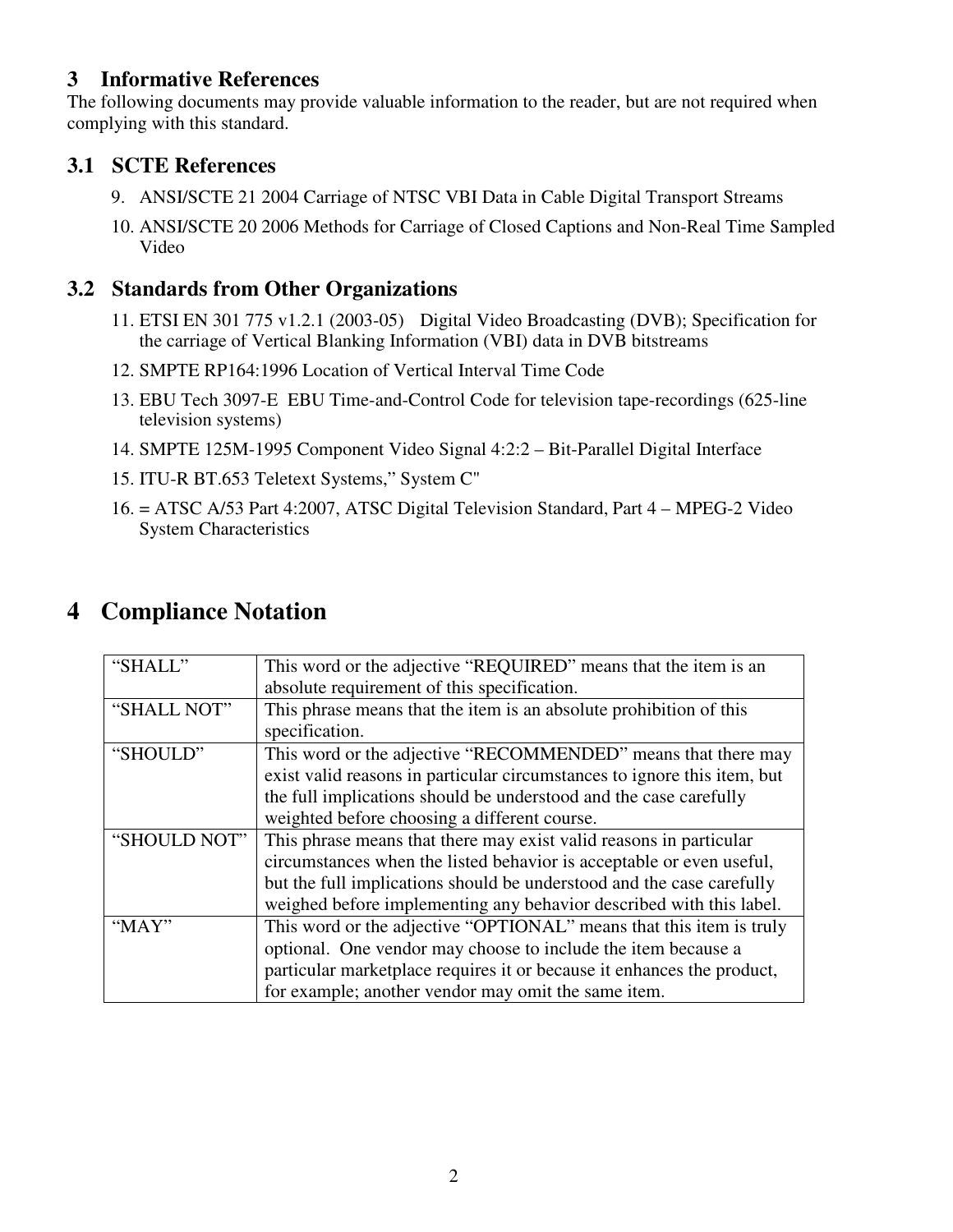# 3 Informative References

The following documents may provide valuable information to the reader, but are not required when complying with this standard.

## 3.1 SCTE References

9. ANSI/SCTE 21 2004 Carriage of NTSC VBI Data in Cable Digital Transport Streams
10. ANSI/SCTE 20 2006 Methods for Carriage of Closed Captions and Non-Real Time Sampled Video

## 3.2 Standards from Other Organizations

11. ETSI EN 301 775 v1.2.1 (2003-05)   Digital Video Broadcasting (DVB); Specification for the carriage of Vertical Blanking Information (VBI) data in DVB bitstreams
12. SMPTE RP164:1996 Location of Vertical Interval Time Code
13. EBU Tech 3097-E  EBU Time-and-Control Code for television tape-recordings (625-line television systems)
14. SMPTE 125M-1995 Component Video Signal 4:2:2 – Bit-Parallel Digital Interface
15. ITU-R BT.653 Teletext Systems," System C"
16. = ATSC A/53 Part 4:2007, ATSC Digital Television Standard, Part 4 – MPEG-2 Video System Characteristics

# 4 Compliance Notation

| | |
|---|---|
| "SHALL" | This word or the adjective "REQUIRED" means that the item is an absolute requirement of this specification. |
| "SHALL NOT" | This phrase means that the item is an absolute prohibition of this specification. |
| "SHOULD" | This word or the adjective "RECOMMENDED" means that there may exist valid reasons in particular circumstances to ignore this item, but the full implications should be understood and the case carefully weighted before choosing a different course. |
| "SHOULD NOT" | This phrase means that there may exist valid reasons in particular circumstances when the listed behavior is acceptable or even useful, but the full implications should be understood and the case carefully weighed before implementing any behavior described with this label. |
| "MAY" | This word or the adjective "OPTIONAL" means that this item is truly optional. One vendor may choose to include the item because a particular marketplace requires it or because it enhances the product, for example; another vendor may omit the same item. |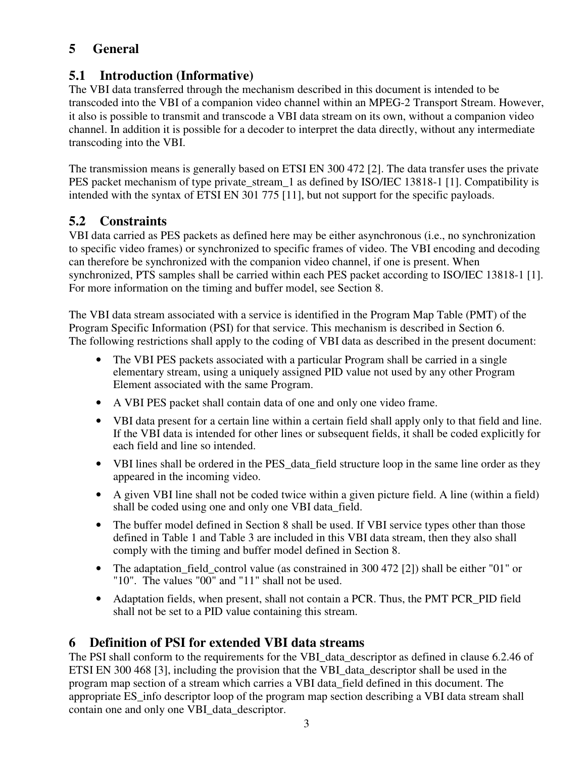# 5 General

## 5.1 Introduction (Informative)

The VBI data transferred through the mechanism described in this document is intended to be transcoded into the VBI of a companion video channel within an MPEG-2 Transport Stream. However, it also is possible to transmit and transcode a VBI data stream on its own, without a companion video channel. In addition it is possible for a decoder to interpret the data directly, without any intermediate transcoding into the VBI.

The transmission means is generally based on ETSI EN 300 472 [2]. The data transfer uses the private PES packet mechanism of type private_stream_1 as defined by ISO/IEC 13818-1 [1]. Compatibility is intended with the syntax of ETSI EN 301 775 [11], but not support for the specific payloads.

## 5.2 Constraints

VBI data carried as PES packets as defined here may be either asynchronous (i.e., no synchronization to specific video frames) or synchronized to specific frames of video. The VBI encoding and decoding can therefore be synchronized with the companion video channel, if one is present. When synchronized, PTS samples shall be carried within each PES packet according to ISO/IEC 13818-1 [1]. For more information on the timing and buffer model, see Section 8.

The VBI data stream associated with a service is identified in the Program Map Table (PMT) of the Program Specific Information (PSI) for that service. This mechanism is described in Section 6. The following restrictions shall apply to the coding of VBI data as described in the present document:

- The VBI PES packets associated with a particular Program shall be carried in a single elementary stream, using a uniquely assigned PID value not used by any other Program Element associated with the same Program.
- A VBI PES packet shall contain data of one and only one video frame.
- VBI data present for a certain line within a certain field shall apply only to that field and line. If the VBI data is intended for other lines or subsequent fields, it shall be coded explicitly for each field and line so intended.
- VBI lines shall be ordered in the PES_data_field structure loop in the same line order as they appeared in the incoming video.
- A given VBI line shall not be coded twice within a given picture field. A line (within a field) shall be coded using one and only one VBI data_field.
- The buffer model defined in Section 8 shall be used. If VBI service types other than those defined in Table 1 and Table 3 are included in this VBI data stream, then they also shall comply with the timing and buffer model defined in Section 8.
- The adaptation_field_control value (as constrained in 300 472 [2]) shall be either "01" or "10". The values "00" and "11" shall not be used.
- Adaptation fields, when present, shall not contain a PCR. Thus, the PMT PCR_PID field shall not be set to a PID value containing this stream.

# 6 Definition of PSI for extended VBI data streams

The PSI shall conform to the requirements for the VBI_data_descriptor as defined in clause 6.2.46 of ETSI EN 300 468 [3], including the provision that the VBI_data_descriptor shall be used in the program map section of a stream which carries a VBI data_field defined in this document. The appropriate ES_info descriptor loop of the program map section describing a VBI data stream shall contain one and only one VBI_data_descriptor.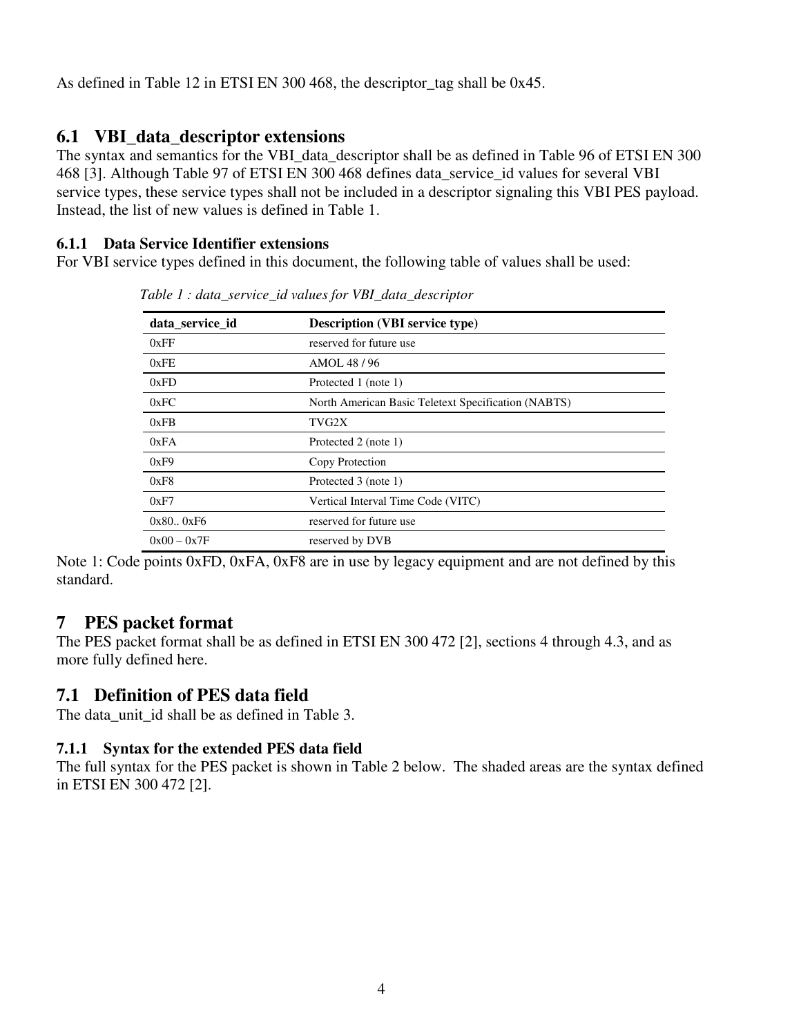As defined in Table 12 in ETSI EN 300 468, the descriptor_tag shall be 0x45.

## 6.1 VBI_data_descriptor extensions

The syntax and semantics for the VBI_data_descriptor shall be as defined in Table 96 of ETSI EN 300 468 [3]. Although Table 97 of ETSI EN 300 468 defines data_service_id values for several VBI service types, these service types shall not be included in a descriptor signaling this VBI PES payload. Instead, the list of new values is defined in Table 1.

### 6.1.1 Data Service Identifier extensions

For VBI service types defined in this document, the following table of values shall be used:

*Table 1 : data_service_id values for VBI_data_descriptor*

| data_service_id | Description (VBI service type) |
|---|---|
| 0xFF | reserved for future use |
| 0xFE | AMOL 48 / 96 |
| 0xFD | Protected 1 (note 1) |
| 0xFC | North American Basic Teletext Specification (NABTS) |
| 0xFB | TVG2X |
| 0xFA | Protected 2 (note 1) |
| 0xF9 | Copy Protection |
| 0xF8 | Protected 3 (note 1) |
| 0xF7 | Vertical Interval Time Code (VITC) |
| 0x80.. 0xF6 | reserved for future use |
| 0x00 – 0x7F | reserved by DVB |

Note 1: Code points 0xFD, 0xFA, 0xF8 are in use by legacy equipment and are not defined by this standard.

# 7 PES packet format

The PES packet format shall be as defined in ETSI EN 300 472 [2], sections 4 through 4.3, and as more fully defined here.

## 7.1 Definition of PES data field

The data_unit_id shall be as defined in Table 3.

### 7.1.1 Syntax for the extended PES data field

The full syntax for the PES packet is shown in Table 2 below. The shaded areas are the syntax defined in ETSI EN 300 472 [2].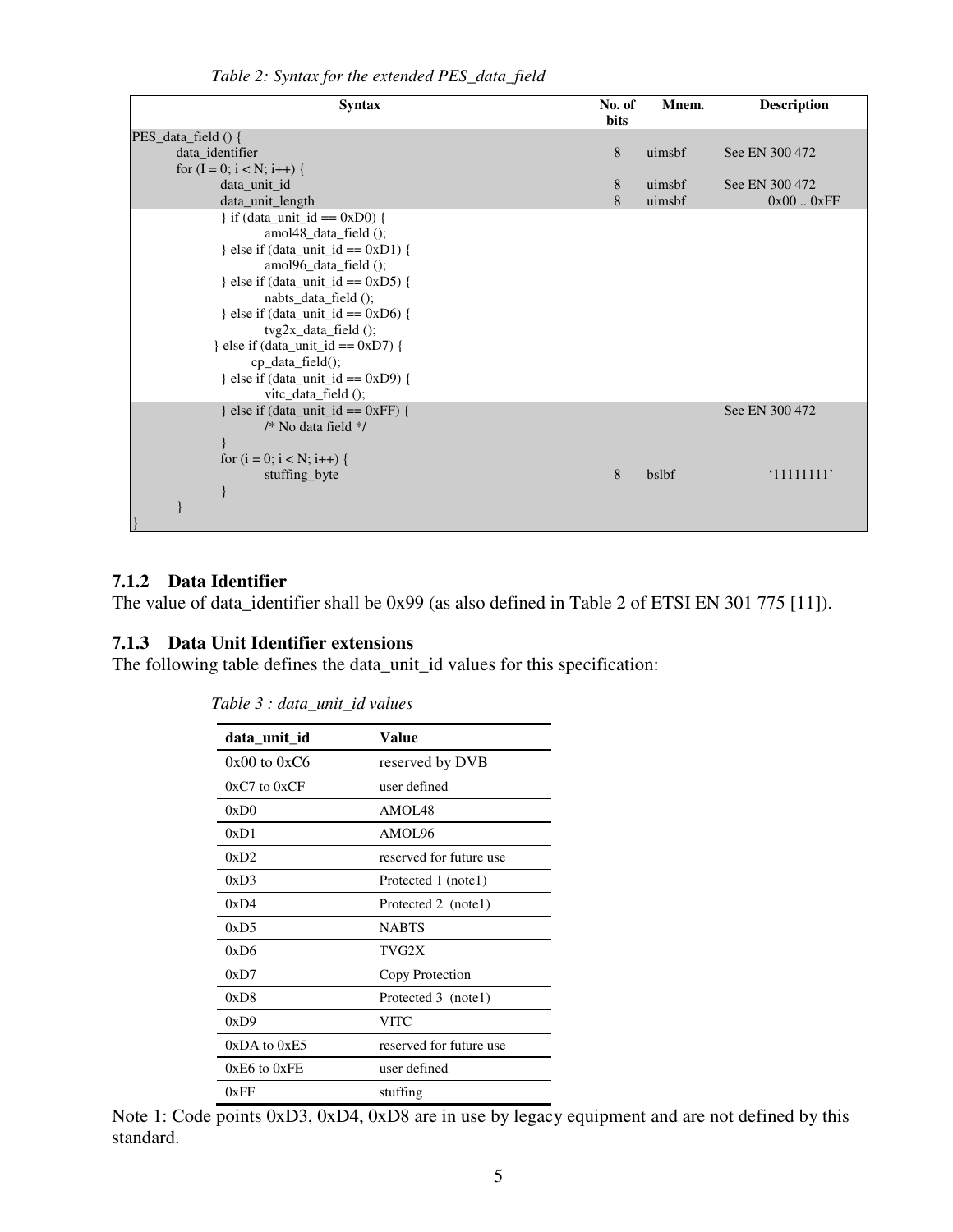*Table 2: Syntax for the extended PES_data_field*

| Syntax | No. of bits | Mnem. | Description |
|---|---|---|---|
| PES_data_field () { | | | |
| &nbsp;&nbsp;&nbsp;&nbsp;data_identifier | 8 | uimsbf | See EN 300 472 |
| &nbsp;&nbsp;&nbsp;&nbsp;for (I = 0; i < N; i++) { | | | |
| &nbsp;&nbsp;&nbsp;&nbsp;&nbsp;&nbsp;&nbsp;&nbsp;data_unit_id | 8 | uimsbf | See EN 300 472 |
| &nbsp;&nbsp;&nbsp;&nbsp;&nbsp;&nbsp;&nbsp;&nbsp;data_unit_length | 8 | uimsbf | 0x00 .. 0xFF |
| &nbsp;&nbsp;&nbsp;&nbsp;&nbsp;&nbsp;&nbsp;&nbsp;} if (data_unit_id == 0xD0) { | | | |
| &nbsp;&nbsp;&nbsp;&nbsp;&nbsp;&nbsp;&nbsp;&nbsp;&nbsp;&nbsp;&nbsp;&nbsp;amol48_data_field (); | | | |
| &nbsp;&nbsp;&nbsp;&nbsp;&nbsp;&nbsp;&nbsp;&nbsp;} else if (data_unit_id == 0xD1) { | | | |
| &nbsp;&nbsp;&nbsp;&nbsp;&nbsp;&nbsp;&nbsp;&nbsp;&nbsp;&nbsp;&nbsp;&nbsp;amol96_data_field (); | | | |
| &nbsp;&nbsp;&nbsp;&nbsp;&nbsp;&nbsp;&nbsp;&nbsp;} else if (data_unit_id == 0xD5) { | | | |
| &nbsp;&nbsp;&nbsp;&nbsp;&nbsp;&nbsp;&nbsp;&nbsp;&nbsp;&nbsp;&nbsp;&nbsp;nabts_data_field (); | | | |
| &nbsp;&nbsp;&nbsp;&nbsp;&nbsp;&nbsp;&nbsp;&nbsp;} else if (data_unit_id == 0xD6) { | | | |
| &nbsp;&nbsp;&nbsp;&nbsp;&nbsp;&nbsp;&nbsp;&nbsp;&nbsp;&nbsp;&nbsp;&nbsp;tvg2x_data_field (); | | | |
| &nbsp;&nbsp;&nbsp;&nbsp;&nbsp;&nbsp;&nbsp;&nbsp;} else if (data_unit_id == 0xD7) { | | | |
| &nbsp;&nbsp;&nbsp;&nbsp;&nbsp;&nbsp;&nbsp;&nbsp;&nbsp;&nbsp;&nbsp;&nbsp;cp_data_field(); | | | |
| &nbsp;&nbsp;&nbsp;&nbsp;&nbsp;&nbsp;&nbsp;&nbsp;} else if (data_unit_id == 0xD9) { | | | |
| &nbsp;&nbsp;&nbsp;&nbsp;&nbsp;&nbsp;&nbsp;&nbsp;&nbsp;&nbsp;&nbsp;&nbsp;vitc_data_field (); | | | |
| &nbsp;&nbsp;&nbsp;&nbsp;&nbsp;&nbsp;&nbsp;&nbsp;} else if (data_unit_id == 0xFF) { | | | See EN 300 472 |
| &nbsp;&nbsp;&nbsp;&nbsp;&nbsp;&nbsp;&nbsp;&nbsp;&nbsp;&nbsp;&nbsp;&nbsp;/* No data field */ | | | |
| &nbsp;&nbsp;&nbsp;&nbsp;&nbsp;&nbsp;&nbsp;&nbsp;} | | | |
| &nbsp;&nbsp;&nbsp;&nbsp;&nbsp;&nbsp;&nbsp;&nbsp;for (i = 0; i < N; i++) { | | | |
| &nbsp;&nbsp;&nbsp;&nbsp;&nbsp;&nbsp;&nbsp;&nbsp;&nbsp;&nbsp;&nbsp;&nbsp;stuffing_byte | 8 | bslbf | '11111111' |
| &nbsp;&nbsp;&nbsp;&nbsp;&nbsp;&nbsp;&nbsp;&nbsp;} | | | |
| &nbsp;&nbsp;&nbsp;&nbsp;} | | | |
| } | | | |

### 7.1.2 Data Identifier

The value of data_identifier shall be 0x99 (as also defined in Table 2 of ETSI EN 301 775 [11]).

### 7.1.3 Data Unit Identifier extensions

The following table defines the data_unit_id values for this specification:

*Table 3 : data_unit_id values*

| data_unit_id | Value |
|---|---|
| 0x00 to 0xC6 | reserved by DVB |
| 0xC7 to 0xCF | user defined |
| 0xD0 | AMOL48 |
| 0xD1 | AMOL96 |
| 0xD2 | reserved for future use |
| 0xD3 | Protected 1 (note1) |
| 0xD4 | Protected 2 (note1) |
| 0xD5 | NABTS |
| 0xD6 | TVG2X |
| 0xD7 | Copy Protection |
| 0xD8 | Protected 3 (note1) |
| 0xD9 | VITC |
| 0xDA to 0xE5 | reserved for future use |
| 0xE6 to 0xFE | user defined |
| 0xFF | stuffing |

Note 1: Code points 0xD3, 0xD4, 0xD8 are in use by legacy equipment and are not defined by this standard.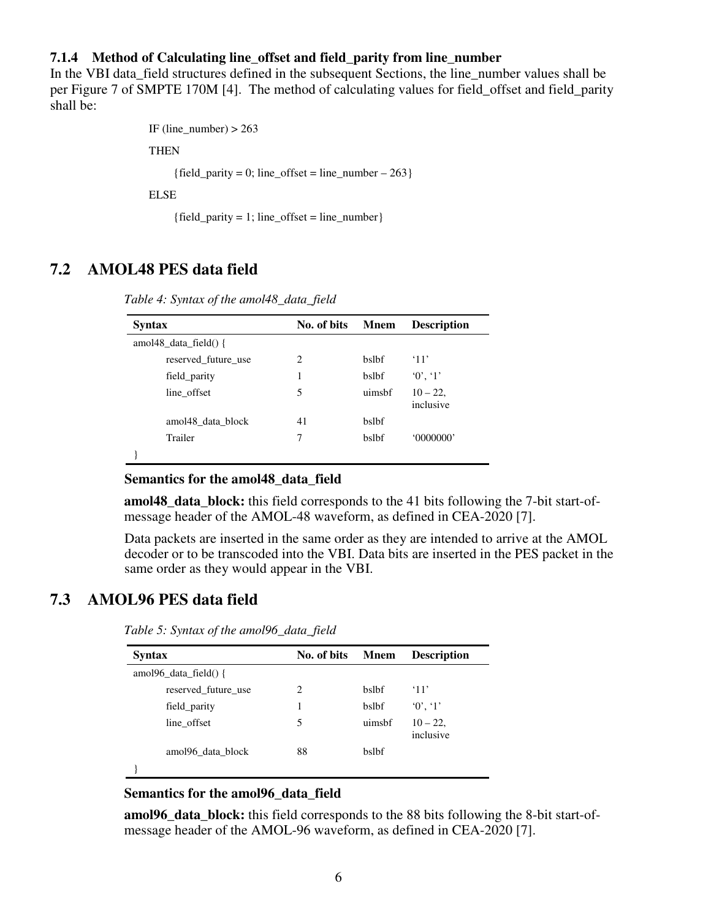### 7.1.4 Method of Calculating line_offset and field_parity from line_number

In the VBI data_field structures defined in the subsequent Sections, the line_number values shall be per Figure 7 of SMPTE 170M [4]. The method of calculating values for field_offset and field_parity shall be:

```
IF (line_number) > 263
THEN
    {field_parity = 0; line_offset = line_number – 263}
ELSE
    {field_parity = 1; line_offset = line_number}
```

## 7.2 AMOL48 PES data field

*Table 4: Syntax of the amol48_data_field*

| Syntax | No. of bits | Mnem | Description |
|---|---|---|---|
| amol48_data_field() { | | | |
| reserved_future_use | 2 | bslbf | '11' |
| field_parity | 1 | bslbf | '0', '1' |
| line_offset | 5 | uimsbf | 10 – 22, inclusive |
| amol48_data_block | 41 | bslbf | |
| Trailer | 7 | bslbf | '0000000' |
| } | | | |

**Semantics for the amol48_data_field**

**amol48_data_block:** this field corresponds to the 41 bits following the 7-bit start-of-message header of the AMOL-48 waveform, as defined in CEA-2020 [7].

Data packets are inserted in the same order as they are intended to arrive at the AMOL decoder or to be transcoded into the VBI. Data bits are inserted in the PES packet in the same order as they would appear in the VBI.

## 7.3 AMOL96 PES data field

*Table 5: Syntax of the amol96_data_field*

| Syntax | No. of bits | Mnem | Description |
|---|---|---|---|
| amol96_data_field() { | | | |
| reserved_future_use | 2 | bslbf | '11' |
| field_parity | 1 | bslbf | '0', '1' |
| line_offset | 5 | uimsbf | 10 – 22, inclusive |
| amol96_data_block | 88 | bslbf | |
| } | | | |

**Semantics for the amol96_data_field**

**amol96_data_block:** this field corresponds to the 88 bits following the 8-bit start-of-message header of the AMOL-96 waveform, as defined in CEA-2020 [7].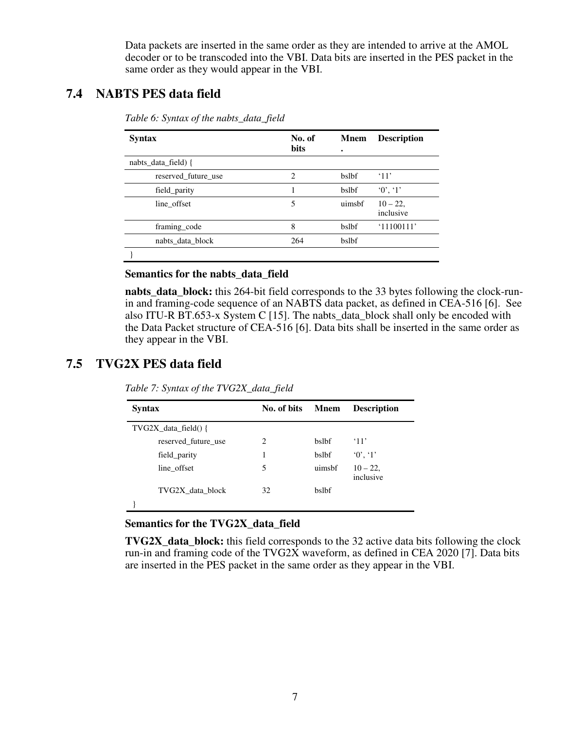Data packets are inserted in the same order as they are intended to arrive at the AMOL decoder or to be transcoded into the VBI. Data bits are inserted in the PES packet in the same order as they would appear in the VBI.

## 7.4 NABTS PES data field

*Table 6: Syntax of the nabts_data_field*

| Syntax | No. of bits | Mnem. | Description |
|---|---|---|---|
| nabts_data_field) { | | | |
| reserved_future_use | 2 | bslbf | '11' |
| field_parity | 1 | bslbf | '0', '1' |
| line_offset | 5 | uimsbf | 10 – 22, inclusive |
| framing_code | 8 | bslbf | '11100111' |
| nabts_data_block | 264 | bslbf | |
| } | | | |

**Semantics for the nabts_data_field**

**nabts_data_block:** this 264-bit field corresponds to the 33 bytes following the clock-run-in and framing-code sequence of an NABTS data packet, as defined in CEA-516 [6]. See also ITU-R BT.653-x System C [15]. The nabts_data_block shall only be encoded with the Data Packet structure of CEA-516 [6]. Data bits shall be inserted in the same order as they appear in the VBI.

## 7.5 TVG2X PES data field

*Table 7: Syntax of the TVG2X_data_field*

| Syntax | No. of bits | Mnem | Description |
|---|---|---|---|
| TVG2X_data_field() { | | | |
| reserved_future_use | 2 | bslbf | '11' |
| field_parity | 1 | bslbf | '0', '1' |
| line_offset | 5 | uimsbf | 10 – 22, inclusive |
| TVG2X_data_block | 32 | bslbf | |
| } | | | |

**Semantics for the TVG2X_data_field**

**TVG2X_data_block:** this field corresponds to the 32 active data bits following the clock run-in and framing code of the TVG2X waveform, as defined in CEA 2020 [7]. Data bits are inserted in the PES packet in the same order as they appear in the VBI.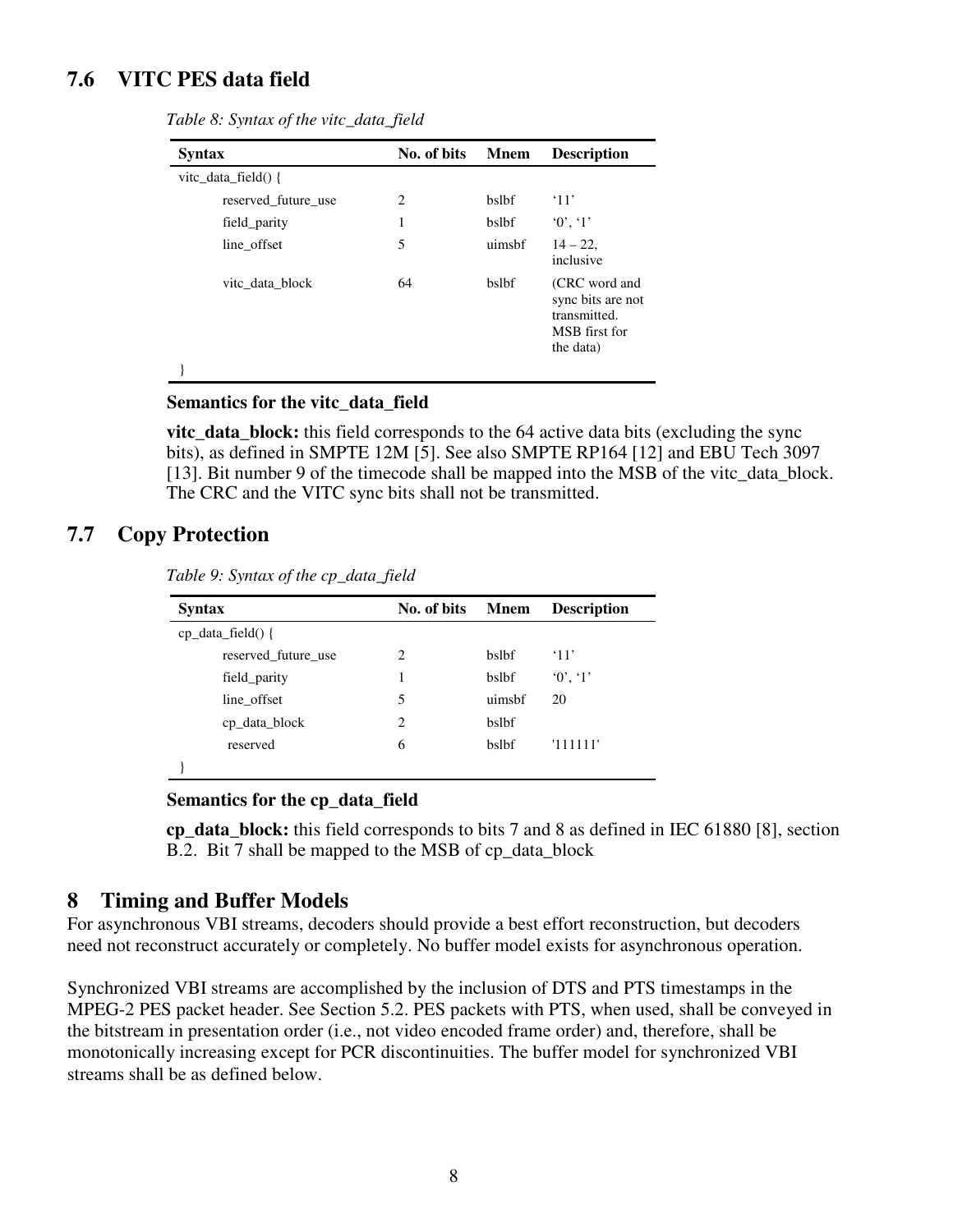## 7.6 VITC PES data field

*Table 8: Syntax of the vitc_data_field*

| Syntax | No. of bits | Mnem | Description |
|---|---|---|---|
| vitc_data_field() { | | | |
| reserved_future_use | 2 | bslbf | '11' |
| field_parity | 1 | bslbf | '0', '1' |
| line_offset | 5 | uimsbf | 14 – 22, inclusive |
| vitc_data_block | 64 | bslbf | (CRC word and sync bits are not transmitted. MSB first for the data) |
| } | | | |

**Semantics for the vitc_data_field**

**vitc_data_block:** this field corresponds to the 64 active data bits (excluding the sync bits), as defined in SMPTE 12M [5]. See also SMPTE RP164 [12] and EBU Tech 3097 [13]. Bit number 9 of the timecode shall be mapped into the MSB of the vitc_data_block. The CRC and the VITC sync bits shall not be transmitted.

## 7.7 Copy Protection

*Table 9: Syntax of the cp_data_field*

| Syntax | No. of bits | Mnem | Description |
|---|---|---|---|
| cp_data_field() { | | | |
| reserved_future_use | 2 | bslbf | '11' |
| field_parity | 1 | bslbf | '0', '1' |
| line_offset | 5 | uimsbf | 20 |
| cp_data_block | 2 | bslbf | |
| reserved | 6 | bslbf | '111111' |
| } | | | |

**Semantics for the cp_data_field**

**cp_data_block:** this field corresponds to bits 7 and 8 as defined in IEC 61880 [8], section B.2. Bit 7 shall be mapped to the MSB of cp_data_block

# 8 Timing and Buffer Models

For asynchronous VBI streams, decoders should provide a best effort reconstruction, but decoders need not reconstruct accurately or completely. No buffer model exists for asynchronous operation.

Synchronized VBI streams are accomplished by the inclusion of DTS and PTS timestamps in the MPEG-2 PES packet header. See Section 5.2. PES packets with PTS, when used, shall be conveyed in the bitstream in presentation order (i.e., not video encoded frame order) and, therefore, shall be monotonically increasing except for PCR discontinuities. The buffer model for synchronized VBI streams shall be as defined below.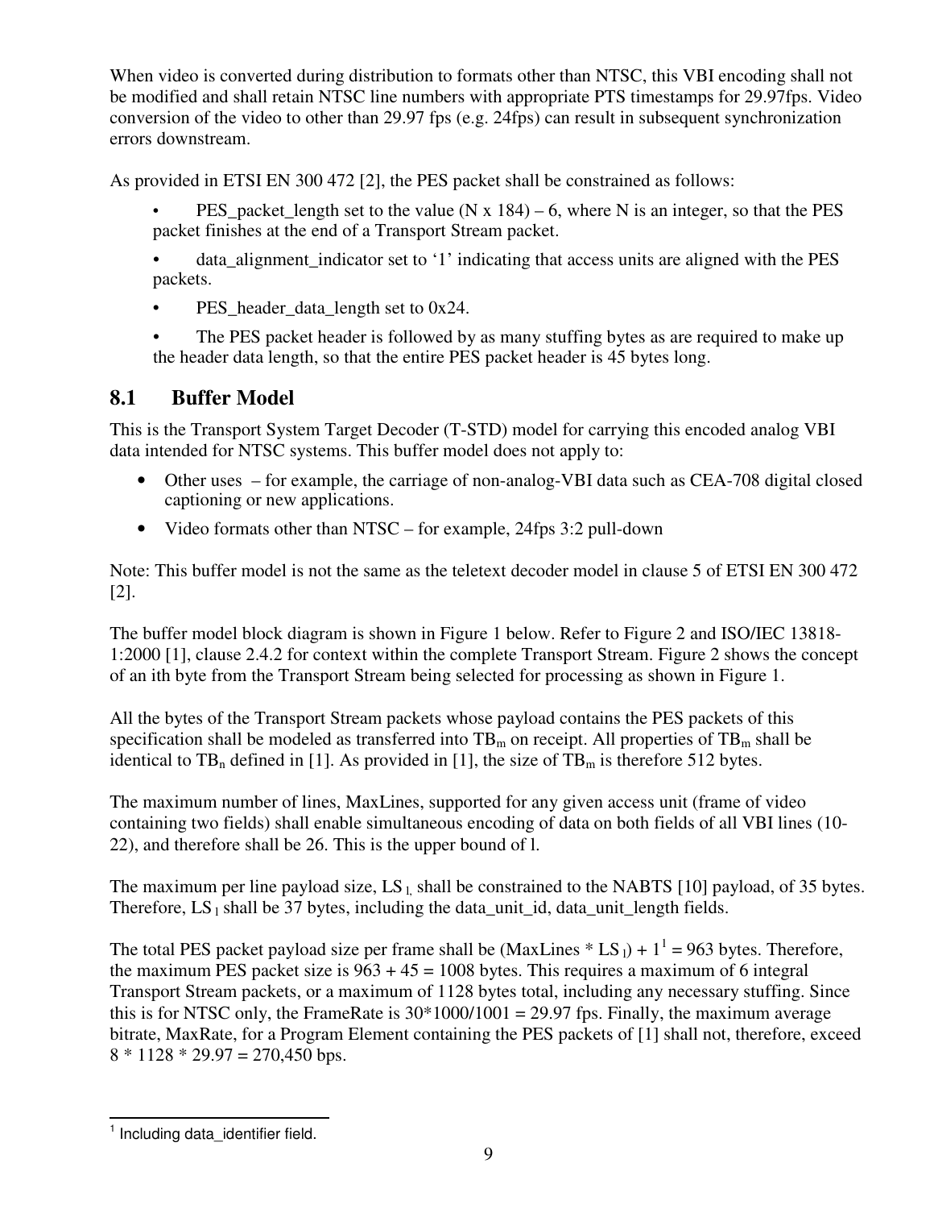When video is converted during distribution to formats other than NTSC, this VBI encoding shall not be modified and shall retain NTSC line numbers with appropriate PTS timestamps for 29.97fps. Video conversion of the video to other than 29.97 fps (e.g. 24fps) can result in subsequent synchronization errors downstream.

As provided in ETSI EN 300 472 [2], the PES packet shall be constrained as follows:

- PES_packet_length set to the value (N x 184) – 6, where N is an integer, so that the PES packet finishes at the end of a Transport Stream packet.
- data_alignment_indicator set to '1' indicating that access units are aligned with the PES packets.
- PES_header_data_length set to 0x24.
- The PES packet header is followed by as many stuffing bytes as are required to make up the header data length, so that the entire PES packet header is 45 bytes long.

## 8.1 Buffer Model

This is the Transport System Target Decoder (T-STD) model for carrying this encoded analog VBI data intended for NTSC systems. This buffer model does not apply to:

- Other uses – for example, the carriage of non-analog-VBI data such as CEA-708 digital closed captioning or new applications.
- Video formats other than NTSC – for example, 24fps 3:2 pull-down

Note: This buffer model is not the same as the teletext decoder model in clause 5 of ETSI EN 300 472 [2].

The buffer model block diagram is shown in Figure 1 below. Refer to Figure 2 and ISO/IEC 13818-1:2000 [1], clause 2.4.2 for context within the complete Transport Stream. Figure 2 shows the concept of an ith byte from the Transport Stream being selected for processing as shown in Figure 1.

All the bytes of the Transport Stream packets whose payload contains the PES packets of this specification shall be modeled as transferred into $TB_m$ on receipt. All properties of $TB_m$ shall be identical to $TB_n$ defined in [1]. As provided in [1], the size of $TB_m$ is therefore 512 bytes.

The maximum number of lines, MaxLines, supported for any given access unit (frame of video containing two fields) shall enable simultaneous encoding of data on both fields of all VBI lines (10-22), and therefore shall be 26. This is the upper bound of l.

The maximum per line payload size, $LS_l$, shall be constrained to the NABTS [10] payload, of 35 bytes. Therefore, $LS_l$ shall be 37 bytes, including the data_unit_id, data_unit_length fields.

The total PES packet payload size per frame shall be (MaxLines * $LS_l$) + 1[1] = 963 bytes. Therefore, the maximum PES packet size is 963 + 45 = 1008 bytes. This requires a maximum of 6 integral Transport Stream packets, or a maximum of 1128 bytes total, including any necessary stuffing. Since this is for NTSC only, the FrameRate is 30*1000/1001 = 29.97 fps. Finally, the maximum average bitrate, MaxRate, for a Program Element containing the PES packets of [1] shall not, therefore, exceed 8 * 1128 * 29.97 = 270,450 bps.

[1] Including data_identifier field.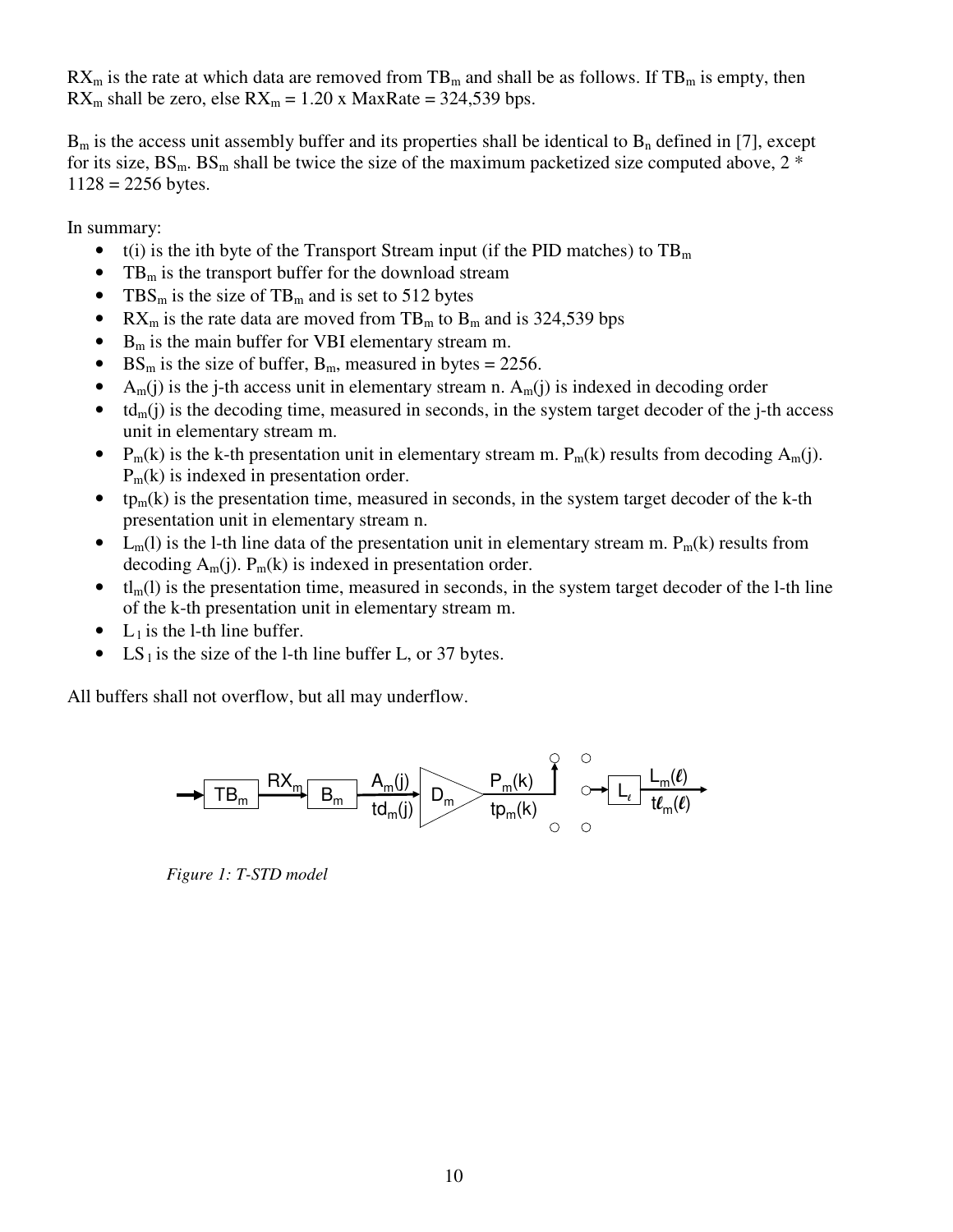$RX_m$ is the rate at which data are removed from $TB_m$ and shall be as follows. If $TB_m$ is empty, then $RX_m$ shall be zero, else $RX_m$ = 1.20 x MaxRate = 324,539 bps.

$B_m$ is the access unit assembly buffer and its properties shall be identical to $B_n$ defined in [7], except for its size, $BS_m$. $BS_m$ shall be twice the size of the maximum packetized size computed above, 2 * 1128 = 2256 bytes.

In summary:

- t(i) is the ith byte of the Transport Stream input (if the PID matches) to $TB_m$
- $TB_m$ is the transport buffer for the download stream
- $TBS_m$ is the size of $TB_m$ and is set to 512 bytes
- $RX_m$ is the rate data are moved from $TB_m$ to $B_m$ and is 324,539 bps
- $B_m$ is the main buffer for VBI elementary stream m.
- $BS_m$ is the size of buffer, $B_m$, measured in bytes = 2256.
- $A_m(j)$ is the j-th access unit in elementary stream n. $A_m(j)$ is indexed in decoding order
- $td_m(j)$ is the decoding time, measured in seconds, in the system target decoder of the j-th access unit in elementary stream m.
- $P_m(k)$ is the k-th presentation unit in elementary stream m. $P_m(k)$ results from decoding $A_m(j)$. $P_m(k)$ is indexed in presentation order.
- $tp_m(k)$ is the presentation time, measured in seconds, in the system target decoder of the k-th presentation unit in elementary stream n.
- $L_m(l)$ is the l-th line data of the presentation unit in elementary stream m. $P_m(k)$ results from decoding $A_m(j)$. $P_m(k)$ is indexed in presentation order.
- $tl_m(l)$ is the presentation time, measured in seconds, in the system target decoder of the l-th line of the k-th presentation unit in elementary stream m.
- $L_l$ is the l-th line buffer.
- $LS_l$ is the size of the l-th line buffer L, or 37 bytes.

All buffers shall not overflow, but all may underflow.

*Figure 1: T-STD model*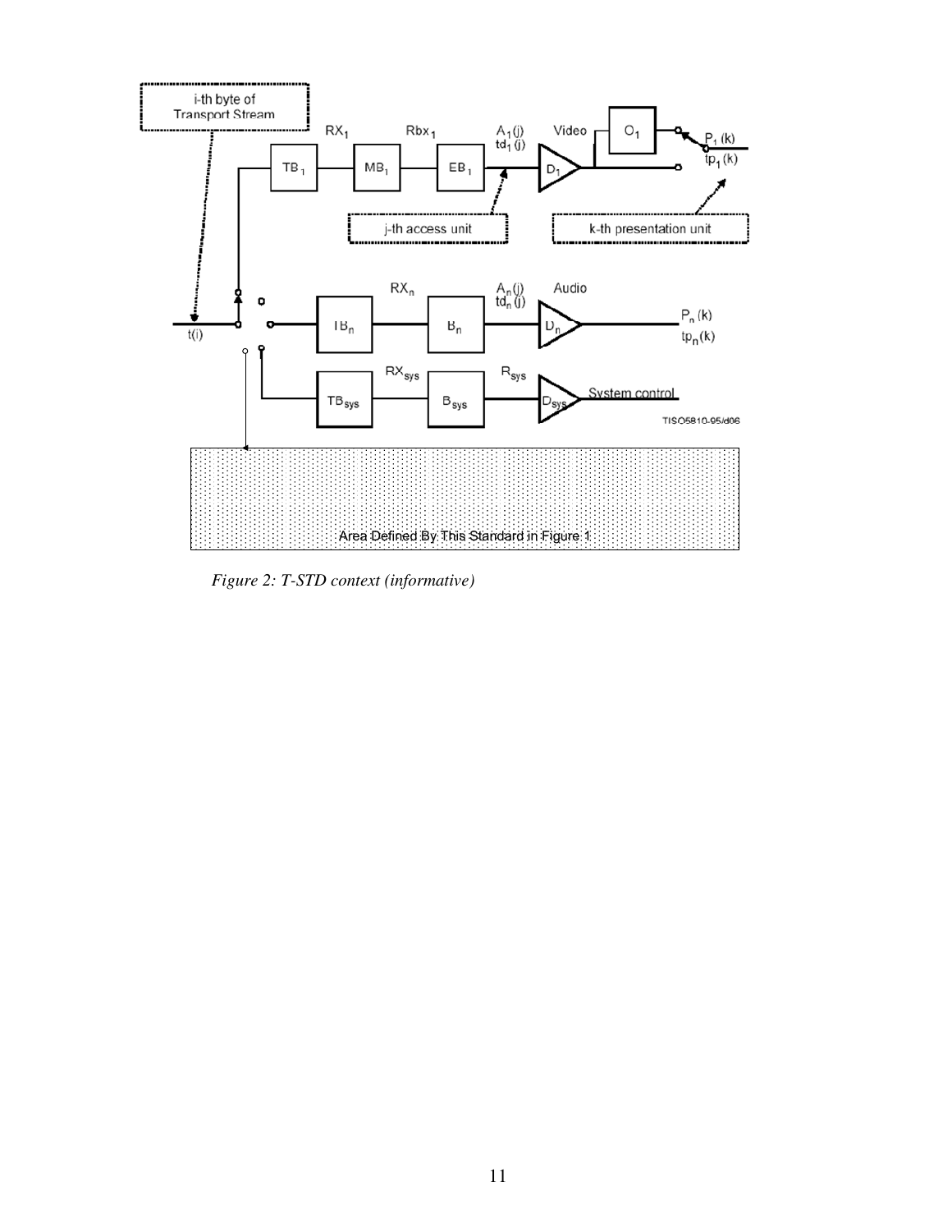i-th byte of
Transport Stream

$RX_1$

$Rbx_1$

$A_1(j)$
$td_1(j)$

Video

$O_1$

$P_1(k)$
$tp_1(k)$

$TB_1$

$MB_1$

$EB_1$

$D_1$

j-th access unit

k-th presentation unit

$RX_n$

$A_n(j)$
$td_n(j)$

Audio

t(i)

$TB_n$

$B_n$

$D_n$

$P_n(k)$
$tp_n(k)$

$RX_{sys}$

$R_{sys}$

$TB_{sys}$

$B_{sys}$

$D_{sys}$

System control

TISO5810-95/d06

Area Defined By This Standard in Figure 1

*Figure 2: T-STD context (informative)*